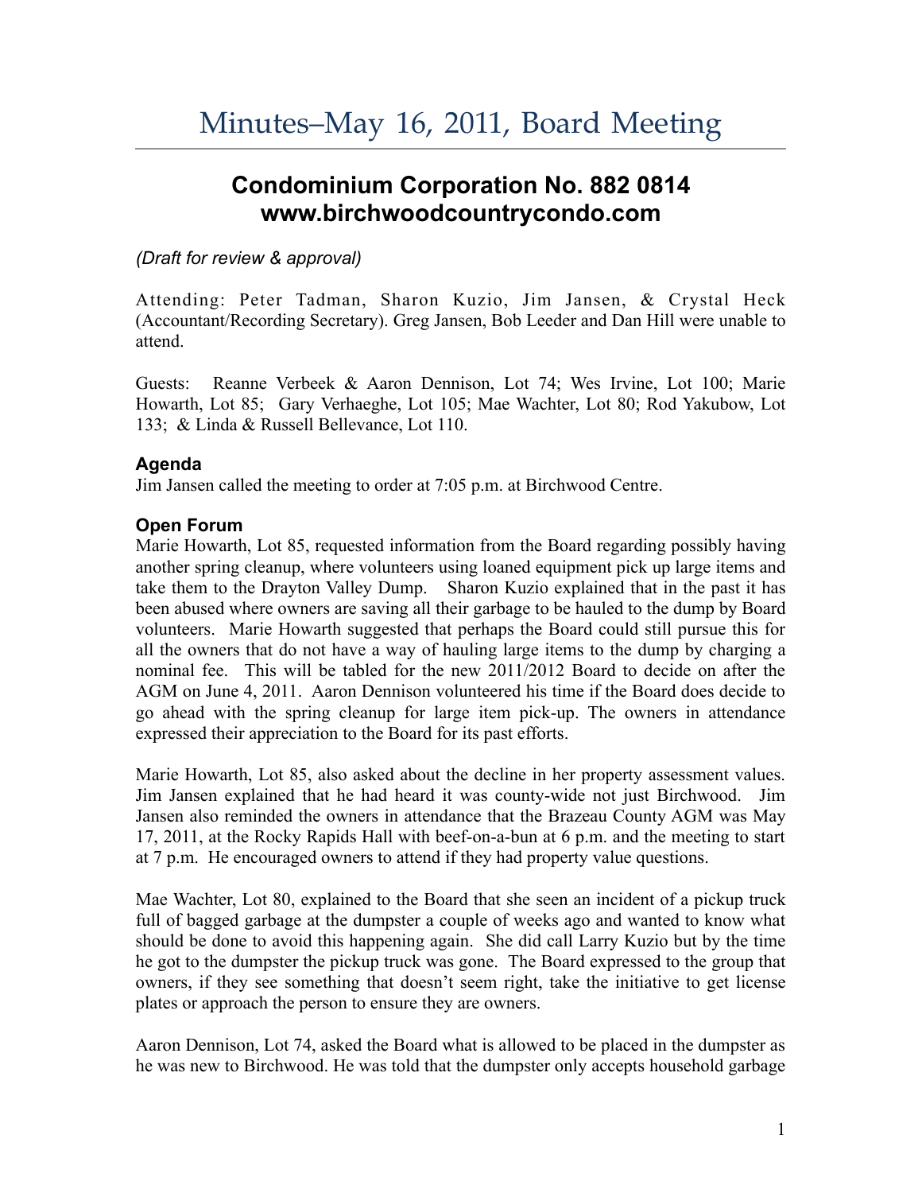# Minutes–May 16, 2011, Board Meeting

## Condominium Corporation No. 882 0814
## www.birchwoodcountrycondo.com

*(Draft for review & approval)*

Attending: Peter Tadman, Sharon Kuzio, Jim Jansen, & Crystal Heck (Accountant/Recording Secretary). Greg Jansen, Bob Leeder and Dan Hill were unable to attend.

Guests: Reanne Verbeek & Aaron Dennison, Lot 74; Wes Irvine, Lot 100; Marie Howarth, Lot 85; Gary Verhaeghe, Lot 105; Mae Wachter, Lot 80; Rod Yakubow, Lot 133; & Linda & Russell Bellevance, Lot 110.

### Agenda

Jim Jansen called the meeting to order at 7:05 p.m. at Birchwood Centre.

### Open Forum

Marie Howarth, Lot 85, requested information from the Board regarding possibly having another spring cleanup, where volunteers using loaned equipment pick up large items and take them to the Drayton Valley Dump. Sharon Kuzio explained that in the past it has been abused where owners are saving all their garbage to be hauled to the dump by Board volunteers. Marie Howarth suggested that perhaps the Board could still pursue this for all the owners that do not have a way of hauling large items to the dump by charging a nominal fee. This will be tabled for the new 2011/2012 Board to decide on after the AGM on June 4, 2011. Aaron Dennison volunteered his time if the Board does decide to go ahead with the spring cleanup for large item pick-up. The owners in attendance expressed their appreciation to the Board for its past efforts.

Marie Howarth, Lot 85, also asked about the decline in her property assessment values. Jim Jansen explained that he had heard it was county-wide not just Birchwood. Jim Jansen also reminded the owners in attendance that the Brazeau County AGM was May 17, 2011, at the Rocky Rapids Hall with beef-on-a-bun at 6 p.m. and the meeting to start at 7 p.m. He encouraged owners to attend if they had property value questions.

Mae Wachter, Lot 80, explained to the Board that she seen an incident of a pickup truck full of bagged garbage at the dumpster a couple of weeks ago and wanted to know what should be done to avoid this happening again. She did call Larry Kuzio but by the time he got to the dumpster the pickup truck was gone. The Board expressed to the group that owners, if they see something that doesn't seem right, take the initiative to get license plates or approach the person to ensure they are owners.

Aaron Dennison, Lot 74, asked the Board what is allowed to be placed in the dumpster as he was new to Birchwood. He was told that the dumpster only accepts household garbage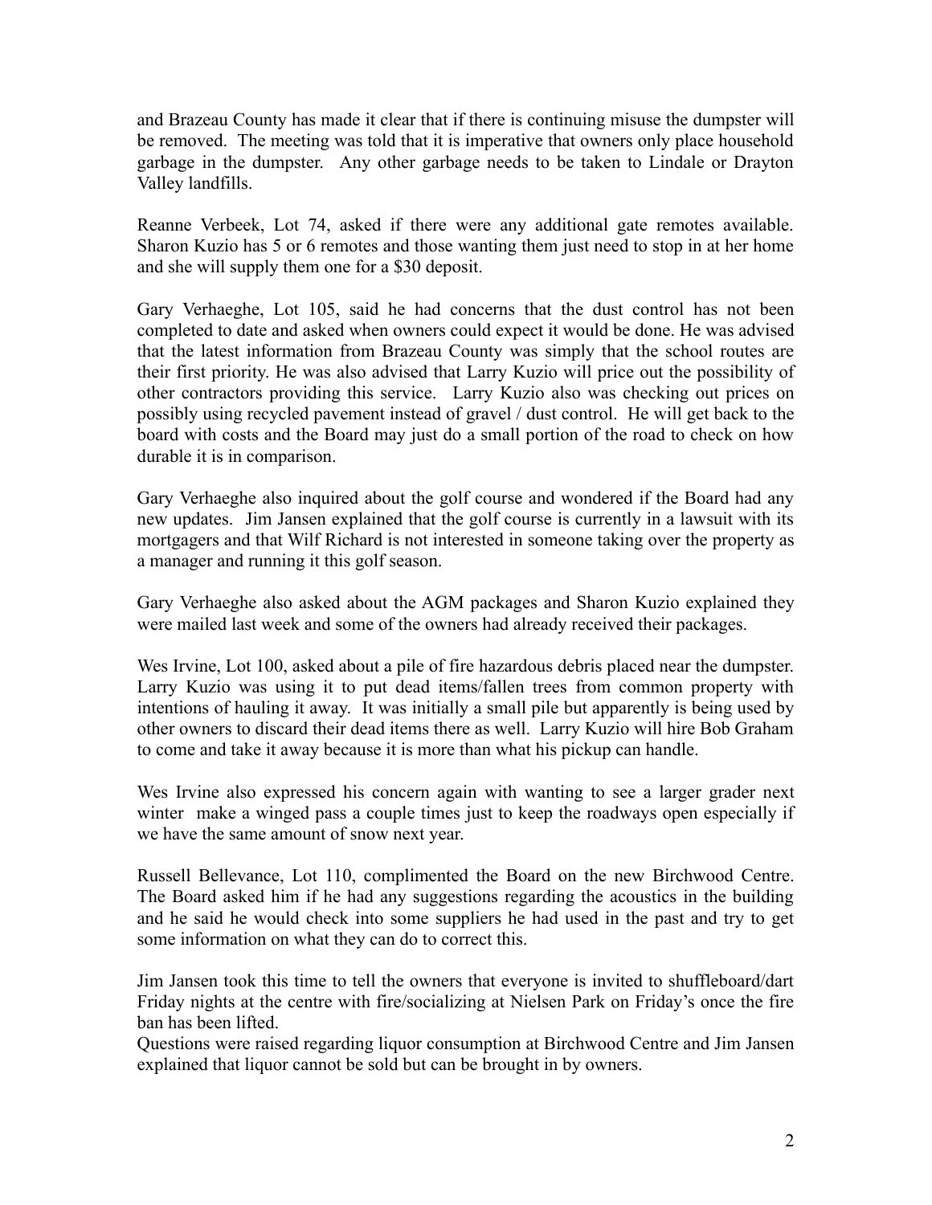and Brazeau County has made it clear that if there is continuing misuse the dumpster will be removed. The meeting was told that it is imperative that owners only place household garbage in the dumpster. Any other garbage needs to be taken to Lindale or Drayton Valley landfills.

Reanne Verbeek, Lot 74, asked if there were any additional gate remotes available. Sharon Kuzio has 5 or 6 remotes and those wanting them just need to stop in at her home and she will supply them one for a $30 deposit.

Gary Verhaeghe, Lot 105, said he had concerns that the dust control has not been completed to date and asked when owners could expect it would be done. He was advised that the latest information from Brazeau County was simply that the school routes are their first priority. He was also advised that Larry Kuzio will price out the possibility of other contractors providing this service. Larry Kuzio also was checking out prices on possibly using recycled pavement instead of gravel / dust control. He will get back to the board with costs and the Board may just do a small portion of the road to check on how durable it is in comparison.

Gary Verhaeghe also inquired about the golf course and wondered if the Board had any new updates. Jim Jansen explained that the golf course is currently in a lawsuit with its mortgagers and that Wilf Richard is not interested in someone taking over the property as a manager and running it this golf season.

Gary Verhaeghe also asked about the AGM packages and Sharon Kuzio explained they were mailed last week and some of the owners had already received their packages.

Wes Irvine, Lot 100, asked about a pile of fire hazardous debris placed near the dumpster. Larry Kuzio was using it to put dead items/fallen trees from common property with intentions of hauling it away. It was initially a small pile but apparently is being used by other owners to discard their dead items there as well. Larry Kuzio will hire Bob Graham to come and take it away because it is more than what his pickup can handle.

Wes Irvine also expressed his concern again with wanting to see a larger grader next winter make a winged pass a couple times just to keep the roadways open especially if we have the same amount of snow next year.

Russell Bellevance, Lot 110, complimented the Board on the new Birchwood Centre. The Board asked him if he had any suggestions regarding the acoustics in the building and he said he would check into some suppliers he had used in the past and try to get some information on what they can do to correct this.

Jim Jansen took this time to tell the owners that everyone is invited to shuffleboard/dart Friday nights at the centre with fire/socializing at Nielsen Park on Friday's once the fire ban has been lifted.

Questions were raised regarding liquor consumption at Birchwood Centre and Jim Jansen explained that liquor cannot be sold but can be brought in by owners.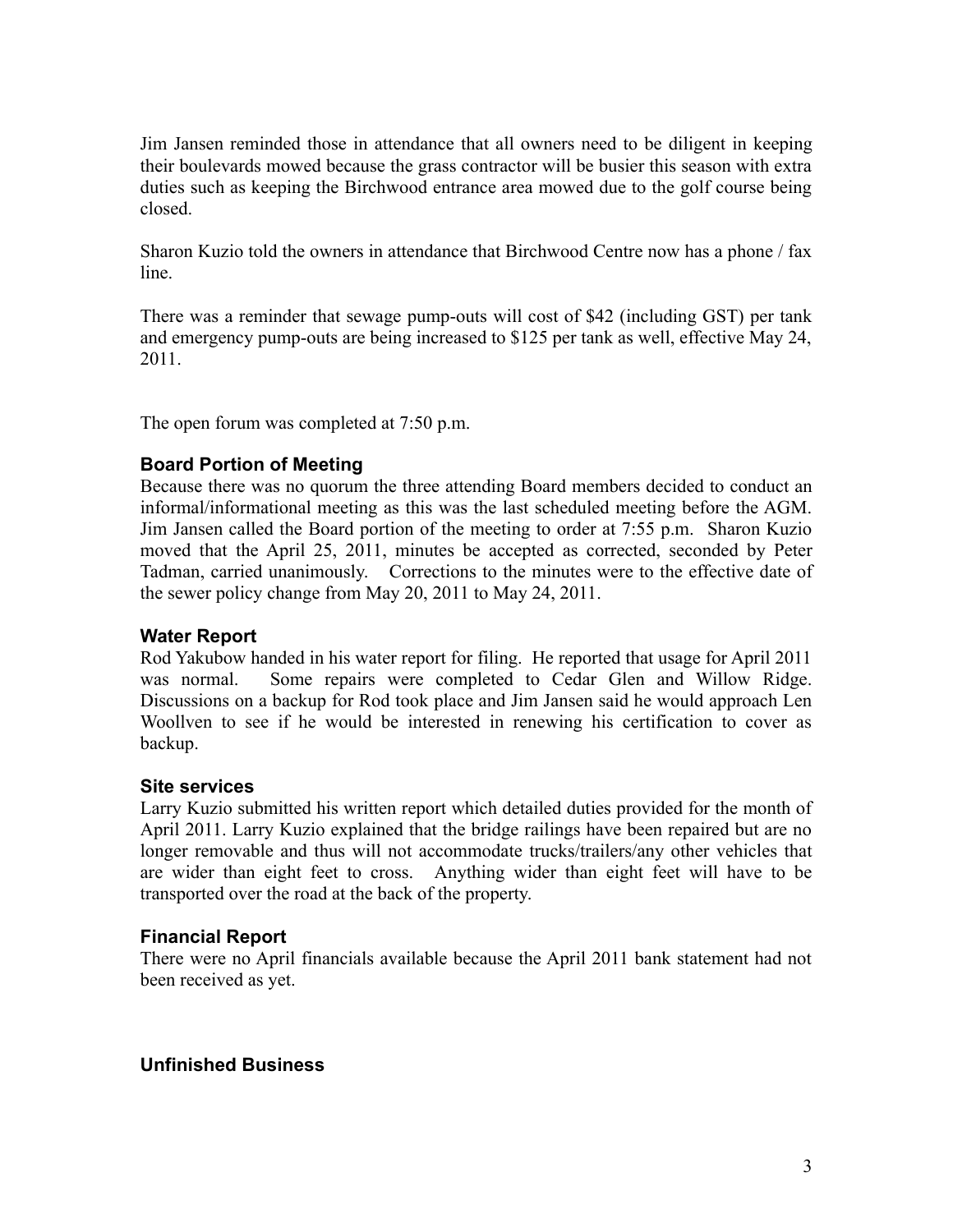Jim Jansen reminded those in attendance that all owners need to be diligent in keeping their boulevards mowed because the grass contractor will be busier this season with extra duties such as keeping the Birchwood entrance area mowed due to the golf course being closed.

Sharon Kuzio told the owners in attendance that Birchwood Centre now has a phone / fax line.

There was a reminder that sewage pump-outs will cost of $42 (including GST) per tank and emergency pump-outs are being increased to $125 per tank as well, effective May 24, 2011.

The open forum was completed at 7:50 p.m.

### Board Portion of Meeting

Because there was no quorum the three attending Board members decided to conduct an informal/informational meeting as this was the last scheduled meeting before the AGM. Jim Jansen called the Board portion of the meeting to order at 7:55 p.m. Sharon Kuzio moved that the April 25, 2011, minutes be accepted as corrected, seconded by Peter Tadman, carried unanimously. Corrections to the minutes were to the effective date of the sewer policy change from May 20, 2011 to May 24, 2011.

### Water Report

Rod Yakubow handed in his water report for filing. He reported that usage for April 2011 was normal. Some repairs were completed to Cedar Glen and Willow Ridge. Discussions on a backup for Rod took place and Jim Jansen said he would approach Len Woollven to see if he would be interested in renewing his certification to cover as backup.

### Site services

Larry Kuzio submitted his written report which detailed duties provided for the month of April 2011. Larry Kuzio explained that the bridge railings have been repaired but are no longer removable and thus will not accommodate trucks/trailers/any other vehicles that are wider than eight feet to cross. Anything wider than eight feet will have to be transported over the road at the back of the property.

### Financial Report

There were no April financials available because the April 2011 bank statement had not been received as yet.

### Unfinished Business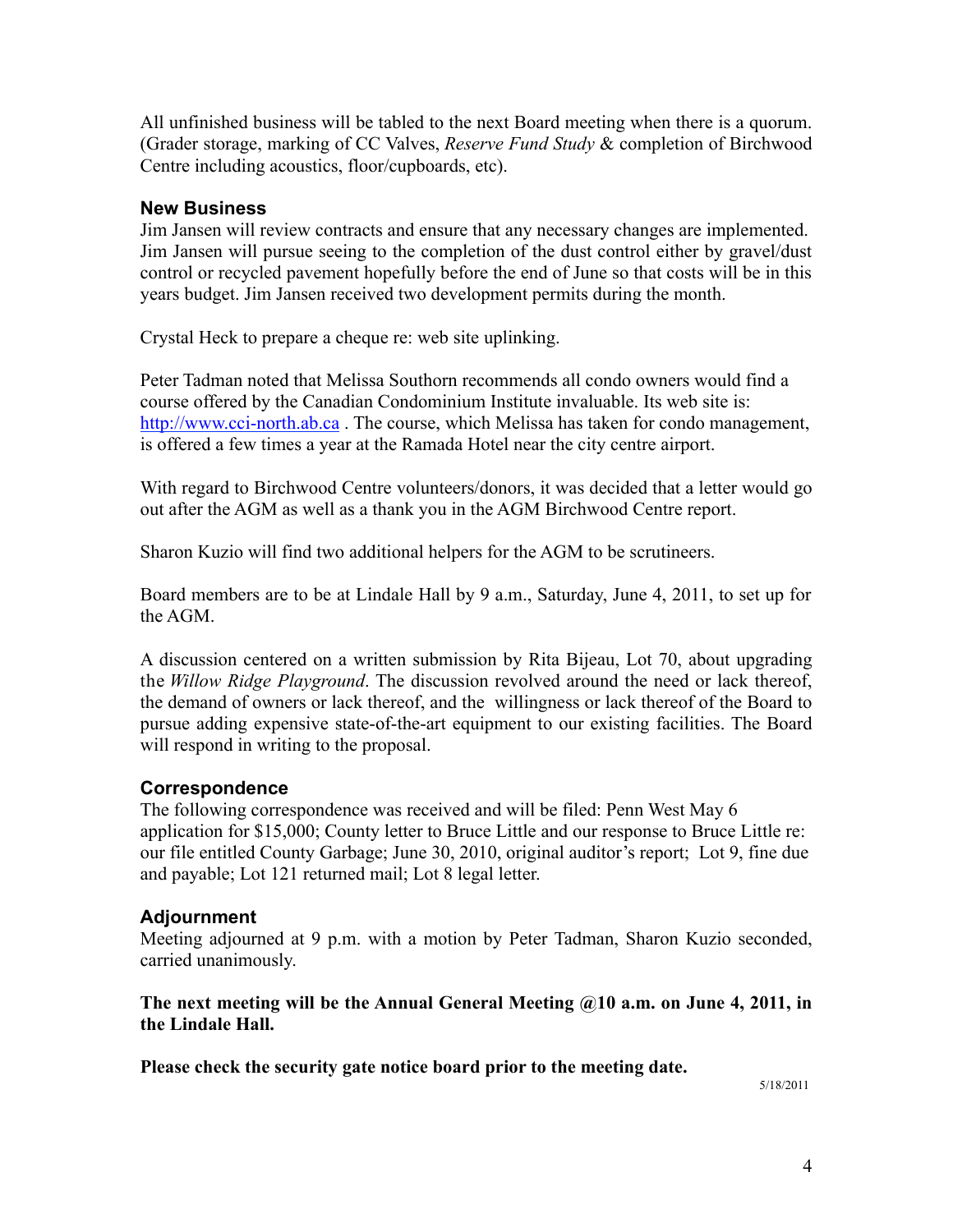All unfinished business will be tabled to the next Board meeting when there is a quorum. (Grader storage, marking of CC Valves, *Reserve Fund Study* & completion of Birchwood Centre including acoustics, floor/cupboards, etc).

### New Business

Jim Jansen will review contracts and ensure that any necessary changes are implemented. Jim Jansen will pursue seeing to the completion of the dust control either by gravel/dust control or recycled pavement hopefully before the end of June so that costs will be in this years budget. Jim Jansen received two development permits during the month.

Crystal Heck to prepare a cheque re: web site uplinking.

Peter Tadman noted that Melissa Southorn recommends all condo owners would find a course offered by the Canadian Condominium Institute invaluable. Its web site is: http://www.cci-north.ab.ca . The course, which Melissa has taken for condo management, is offered a few times a year at the Ramada Hotel near the city centre airport.

With regard to Birchwood Centre volunteers/donors, it was decided that a letter would go out after the AGM as well as a thank you in the AGM Birchwood Centre report.

Sharon Kuzio will find two additional helpers for the AGM to be scrutineers.

Board members are to be at Lindale Hall by 9 a.m., Saturday, June 4, 2011, to set up for the AGM.

A discussion centered on a written submission by Rita Bijeau, Lot 70, about upgrading the *Willow Ridge Playground*. The discussion revolved around the need or lack thereof, the demand of owners or lack thereof, and the willingness or lack thereof of the Board to pursue adding expensive state-of-the-art equipment to our existing facilities. The Board will respond in writing to the proposal.

### Correspondence

The following correspondence was received and will be filed: Penn West May 6 application for $15,000; County letter to Bruce Little and our response to Bruce Little re: our file entitled County Garbage; June 30, 2010, original auditor's report; Lot 9, fine due and payable; Lot 121 returned mail; Lot 8 legal letter.

### Adjournment

Meeting adjourned at 9 p.m. with a motion by Peter Tadman, Sharon Kuzio seconded, carried unanimously.

**The next meeting will be the Annual General Meeting @10 a.m. on June 4, 2011, in the Lindale Hall.**

**Please check the security gate notice board prior to the meeting date.**

5/18/2011